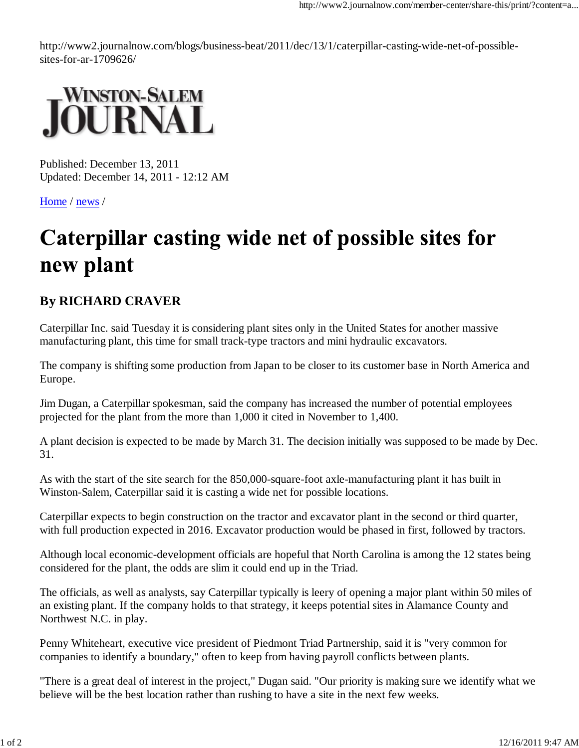http://www2.journalnow.com/blogs/business-beat/2011/dec/13/1/caterpillar-casting-wide-net-of-possible-sites-for-ar-1709626/

**WINSTON-SALEM JOURNAL**

Published: December 13, 2011
Updated: December 14, 2011 - 12:12 AM

Home / news /

# Caterpillar casting wide net of possible sites for new plant

### By RICHARD CRAVER

Caterpillar Inc. said Tuesday it is considering plant sites only in the United States for another massive manufacturing plant, this time for small track-type tractors and mini hydraulic excavators.

The company is shifting some production from Japan to be closer to its customer base in North America and Europe.

Jim Dugan, a Caterpillar spokesman, said the company has increased the number of potential employees projected for the plant from the more than 1,000 it cited in November to 1,400.

A plant decision is expected to be made by March 31. The decision initially was supposed to be made by Dec. 31.

As with the start of the site search for the 850,000-square-foot axle-manufacturing plant it has built in Winston-Salem, Caterpillar said it is casting a wide net for possible locations.

Caterpillar expects to begin construction on the tractor and excavator plant in the second or third quarter, with full production expected in 2016. Excavator production would be phased in first, followed by tractors.

Although local economic-development officials are hopeful that North Carolina is among the 12 states being considered for the plant, the odds are slim it could end up in the Triad.

The officials, as well as analysts, say Caterpillar typically is leery of opening a major plant within 50 miles of an existing plant. If the company holds to that strategy, it keeps potential sites in Alamance County and Northwest N.C. in play.

Penny Whiteheart, executive vice president of Piedmont Triad Partnership, said it is "very common for companies to identify a boundary," often to keep from having payroll conflicts between plants.

"There is a great deal of interest in the project," Dugan said. "Our priority is making sure we identify what we believe will be the best location rather than rushing to have a site in the next few weeks.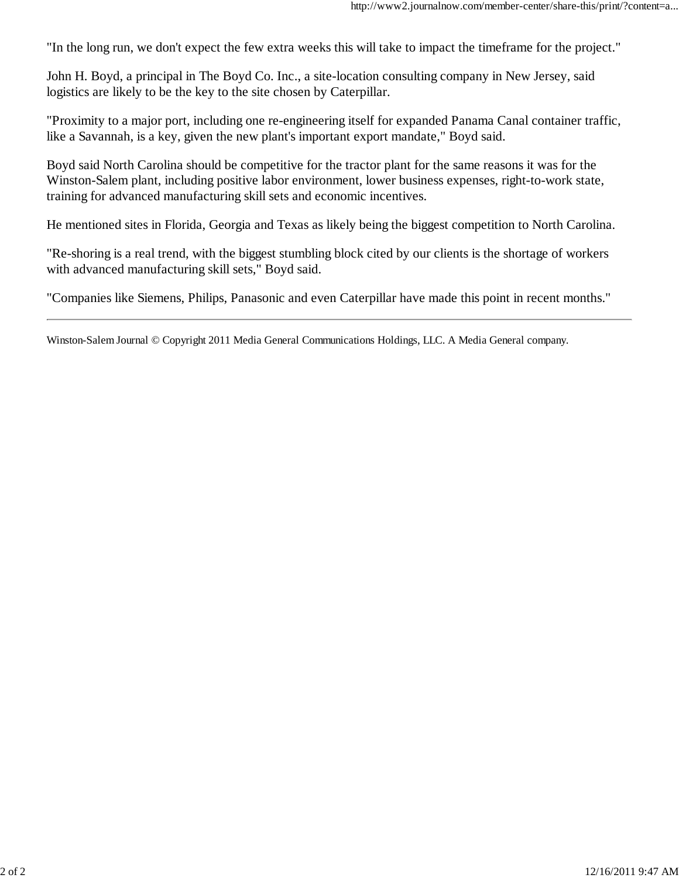"In the long run, we don't expect the few extra weeks this will take to impact the timeframe for the project."

John H. Boyd, a principal in The Boyd Co. Inc., a site-location consulting company in New Jersey, said logistics are likely to be the key to the site chosen by Caterpillar.

"Proximity to a major port, including one re-engineering itself for expanded Panama Canal container traffic, like a Savannah, is a key, given the new plant's important export mandate," Boyd said.

Boyd said North Carolina should be competitive for the tractor plant for the same reasons it was for the Winston-Salem plant, including positive labor environment, lower business expenses, right-to-work state, training for advanced manufacturing skill sets and economic incentives.

He mentioned sites in Florida, Georgia and Texas as likely being the biggest competition to North Carolina.

"Re-shoring is a real trend, with the biggest stumbling block cited by our clients is the shortage of workers with advanced manufacturing skill sets," Boyd said.

"Companies like Siemens, Philips, Panasonic and even Caterpillar have made this point in recent months."

---

Winston-Salem Journal © Copyright 2011 Media General Communications Holdings, LLC. A Media General company.